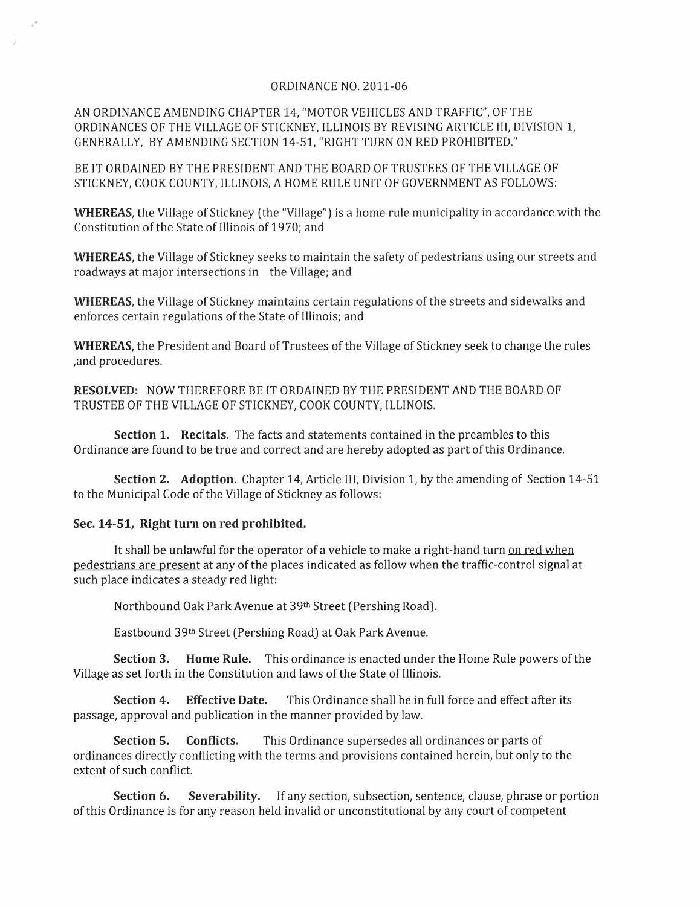ORDINANCE NO. 2011-06

AN ORDINANCE AMENDING CHAPTER 14, "MOTOR VEHICLES AND TRAFFIC", OF THE ORDINANCES OF THE VILLAGE OF STICKNEY, ILLINOIS BY REVISING ARTICLE III, DIVISION 1, GENERALLY, BY AMENDING SECTION 14-51, "RIGHT TURN ON RED PROHIBITED."

BE IT ORDAINED BY THE PRESIDENT AND THE BOARD OF TRUSTEES OF THE VILLAGE OF STICKNEY, COOK COUNTY, ILLINOIS, A HOME RULE UNIT OF GOVERNMENT AS FOLLOWS:

**WHEREAS**, the Village of Stickney (the "Village") is a home rule municipality in accordance with the Constitution of the State of Illinois of 1970; and

**WHEREAS**, the Village of Stickney seeks to maintain the safety of pedestrians using our streets and roadways at major intersections in the Village; and

**WHEREAS**, the Village of Stickney maintains certain regulations of the streets and sidewalks and enforces certain regulations of the State of Illinois; and

**WHEREAS**, the President and Board of Trustees of the Village of Stickney seek to change the rules ,and procedures.

**RESOLVED:** NOW THEREFORE BE IT ORDAINED BY THE PRESIDENT AND THE BOARD OF TRUSTEE OF THE VILLAGE OF STICKNEY, COOK COUNTY, ILLINOIS.

**Section 1. Recitals.** The facts and statements contained in the preambles to this Ordinance are found to be true and correct and are hereby adopted as part of this Ordinance.

**Section 2. Adoption**. Chapter 14, Article III, Division 1, by the amending of Section 14-51 to the Municipal Code of the Village of Stickney as follows:

**Sec. 14-51, Right turn on red prohibited.**

It shall be unlawful for the operator of a vehicle to make a right-hand turn <u>on red when pedestrians are present</u> at any of the places indicated as follow when the traffic-control signal at such place indicates a steady red light:

Northbound Oak Park Avenue at 39th Street (Pershing Road).

Eastbound 39th Street (Pershing Road) at Oak Park Avenue.

**Section 3. Home Rule.** This ordinance is enacted under the Home Rule powers of the Village as set forth in the Constitution and laws of the State of Illinois.

**Section 4. Effective Date.** This Ordinance shall be in full force and effect after its passage, approval and publication in the manner provided by law.

**Section 5. Conflicts.** This Ordinance supersedes all ordinances or parts of ordinances directly conflicting with the terms and provisions contained herein, but only to the extent of such conflict.

**Section 6. Severability.** If any section, subsection, sentence, clause, phrase or portion of this Ordinance is for any reason held invalid or unconstitutional by any court of competent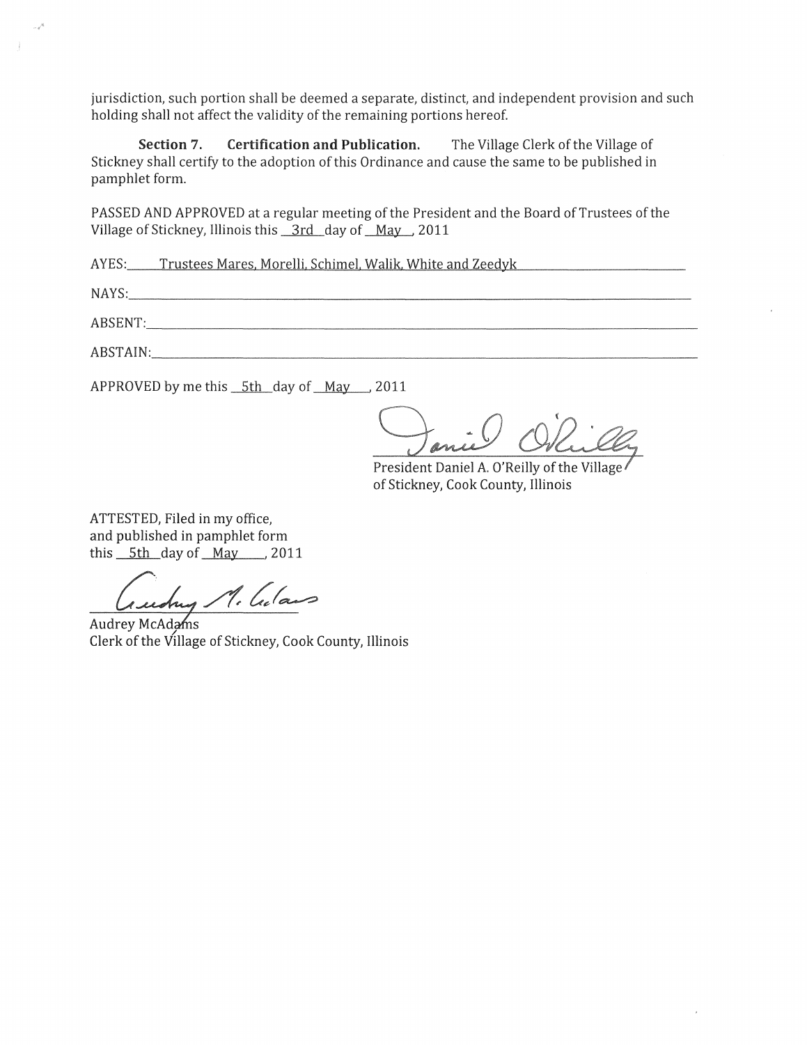jurisdiction, such portion shall be deemed a separate, distinct, and independent provision and such holding shall not affect the validity of the remaining portions hereof.

**Section 7. Certification and Publication.** The Village Clerk of the Village of Stickney shall certify to the adoption of this Ordinance and cause the same to be published in pamphlet form.

PASSED AND APPROVED at a regular meeting of the President and the Board of Trustees of the Village of Stickney, Illinois this 3rd day of May, 2011

AYES: Trustees Mares, Morelli, Schimel, Walik, White and Zeedyk

NAYS:

ABSENT:

ABSTAIN:

APPROVED by me this 5th day of May, 2011

President Daniel A. O'Reilly of the Village of Stickney, Cook County, Illinois

ATTESTED, Filed in my office, and published in pamphlet form this 5th day of May, 2011

Audrey McAdams
Clerk of the Village of Stickney, Cook County, Illinois